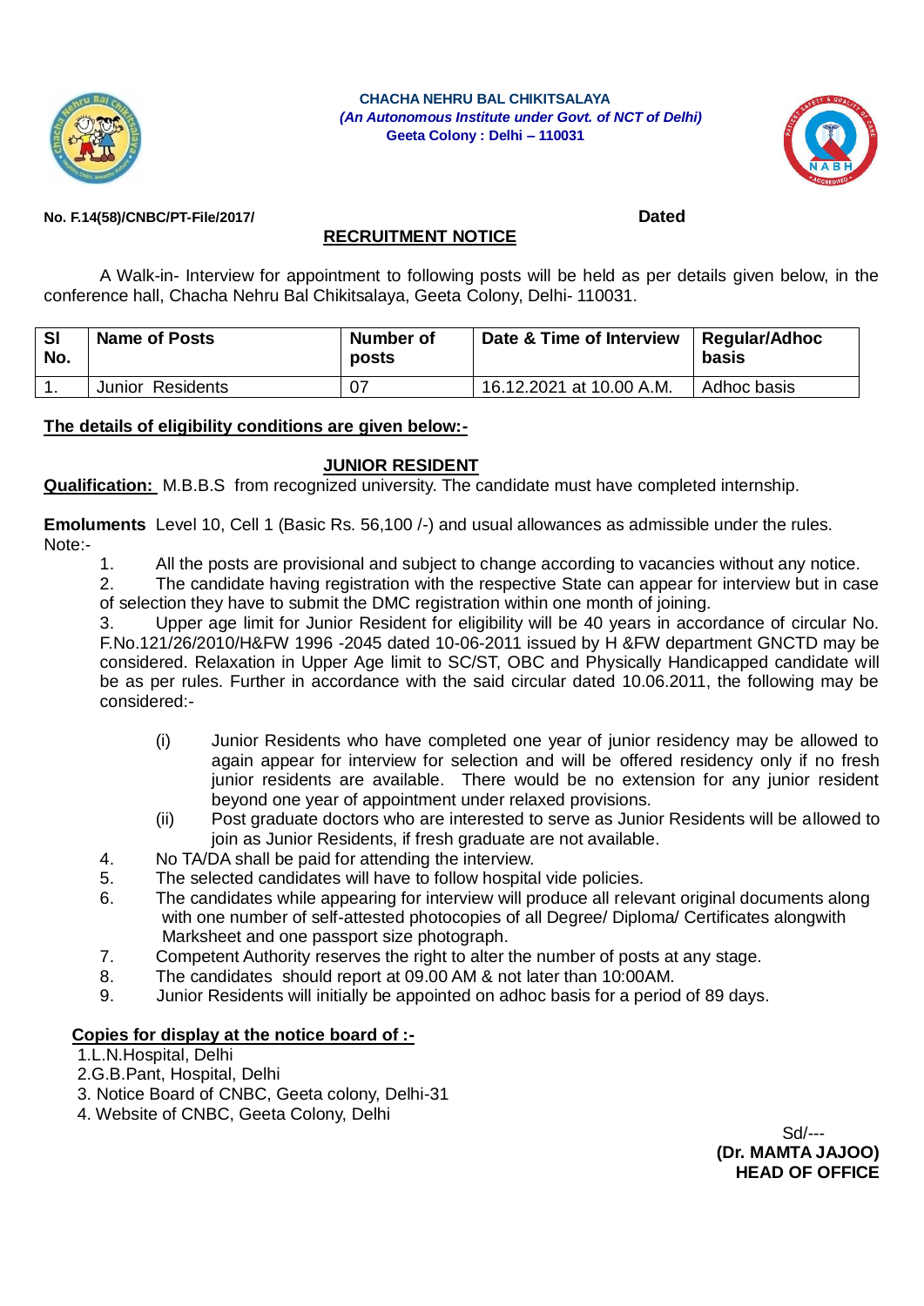**CHACHA NEHRU BAL CHIKITSALAYA**
***(An Autonomous Institute under Govt. of NCT of Delhi)***
**Geeta Colony : Delhi – 110031**

**No. F.14(58)/CNBC/PT-File/2017/** **Dated**

## RECRUITMENT NOTICE

A Walk-in- Interview for appointment to following posts will be held as per details given below, in the conference hall, Chacha Nehru Bal Chikitsalaya, Geeta Colony, Delhi- 110031.

| Sl No. | Name of Posts | Number of posts | Date & Time of Interview | Regular/Adhoc basis |
|---|---|---|---|---|
| 1. | Junior Residents | 07 | 16.12.2021 at 10.00 A.M. | Adhoc basis |

**The details of eligibility conditions are given below:-**

### JUNIOR RESIDENT

**Qualification:** M.B.B.S from recognized university. The candidate must have completed internship.

**Emoluments** Level 10, Cell 1 (Basic Rs. 56,100 /-) and usual allowances as admissible under the rules.

Note:-

1. All the posts are provisional and subject to change according to vacancies without any notice.
2. The candidate having registration with the respective State can appear for interview but in case of selection they have to submit the DMC registration within one month of joining.
3. Upper age limit for Junior Resident for eligibility will be 40 years in accordance of circular No. F.No.121/26/2010/H&FW 1996 -2045 dated 10-06-2011 issued by H &FW department GNCTD may be considered. Relaxation in Upper Age limit to SC/ST, OBC and Physically Handicapped candidate will be as per rules. Further in accordance with the said circular dated 10.06.2011, the following may be considered:-
   - (i) Junior Residents who have completed one year of junior residency may be allowed to again appear for interview for selection and will be offered residency only if no fresh junior residents are available. There would be no extension for any junior resident beyond one year of appointment under relaxed provisions.
   - (ii) Post graduate doctors who are interested to serve as Junior Residents will be allowed to join as Junior Residents, if fresh graduate are not available.
4. No TA/DA shall be paid for attending the interview.
5. The selected candidates will have to follow hospital vide policies.
6. The candidates while appearing for interview will produce all relevant original documents along with one number of self-attested photocopies of all Degree/ Diploma/ Certificates alongwith Marksheet and one passport size photograph.
7. Competent Authority reserves the right to alter the number of posts at any stage.
8. The candidates should report at 09.00 AM & not later than 10:00AM.
9. Junior Residents will initially be appointed on adhoc basis for a period of 89 days.

**Copies for display at the notice board of :-**

1. L.N.Hospital, Delhi
2. G.B.Pant, Hospital, Delhi
3. Notice Board of CNBC, Geeta colony, Delhi-31
4. Website of CNBC, Geeta Colony, Delhi

Sd/---
**(Dr. MAMTA JAJOO)**
**HEAD OF OFFICE**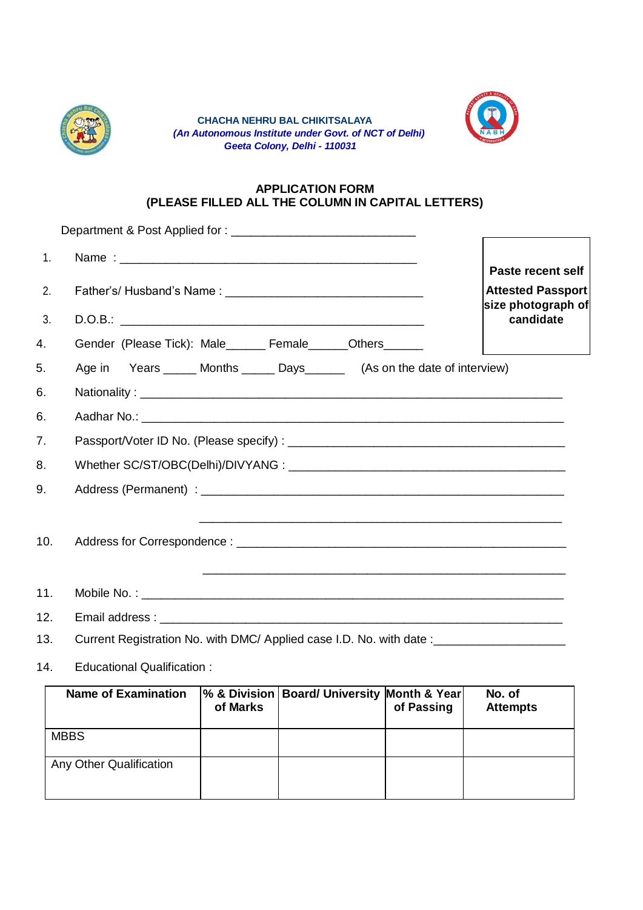**CHACHA NEHRU BAL CHIKITSALAYA**
***(An Autonomous Institute under Govt. of NCT of Delhi)***
***Geeta Colony, Delhi - 110031***

## APPLICATION FORM
## (PLEASE FILLED ALL THE COLUMN IN CAPITAL LETTERS)

Department & Post Applied for : ___________________________

**Paste recent self Attested Passport size photograph of candidate**

1. Name : _____________________________________________
2. Father's/ Husband's Name : ______________________________
3. D.O.B.: _____________________________________________
4. Gender (Please Tick): Male______ Female______Others______
5. Age in Years _____ Months _____ Days______ (As on the date of interview)
6. Nationality : ______________________________________________________________
6. Aadhar No.: ______________________________________________________________
7. Passport/Voter ID No. (Please specify) : ________________________________________
8. Whether SC/ST/OBC(Delhi)/DIVYANG : ________________________________________
9. Address (Permanent) : ______________________________________________________

   ______________________________________________________
10. Address for Correspondence : _________________________________________________

    ______________________________________________________
11. Mobile No. : ______________________________________________________________
12. Email address : ____________________________________________________________
13. Current Registration No. with DMC/ Applied case I.D. No. with date :____________________
14. Educational Qualification :

| Name of Examination | % & Division of Marks | Board/ University | Month & Year of Passing | No. of Attempts |
|---|---|---|---|---|
| MBBS | | | | |
| Any Other Qualification | | | | |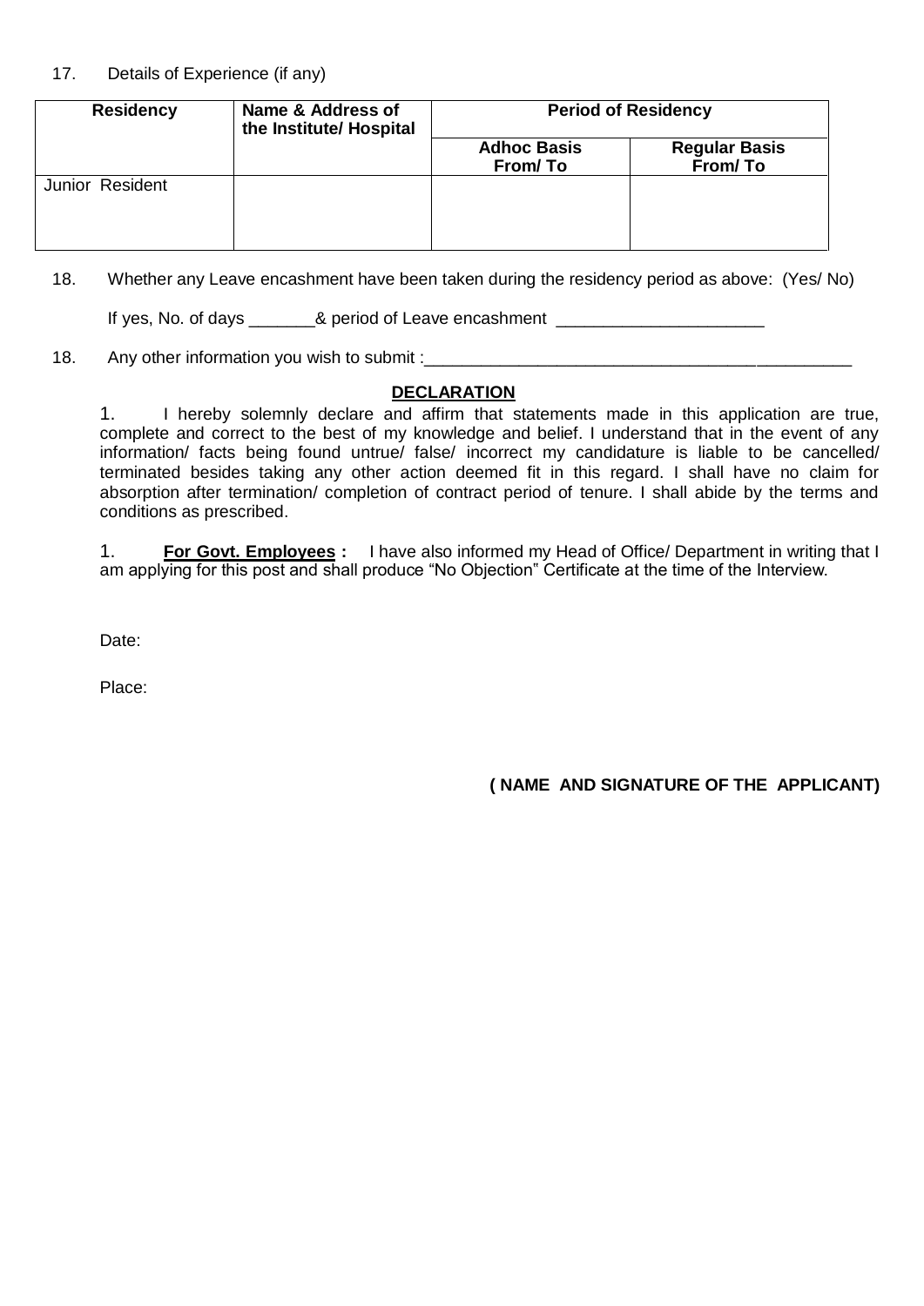17. Details of Experience (if any)

| Residency | Name & Address of the Institute/ Hospital | Period of Residency | |
|---|---|---|---|
| | | **Adhoc Basis From/ To** | **Regular Basis From/ To** |
| Junior Resident | | | |

18. Whether any Leave encashment have been taken during the residency period as above: (Yes/ No)

If yes, No. of days _______& period of Leave encashment ______________________

18. Any other information you wish to submit :_______________________________________________

**DECLARATION**

1. I hereby solemnly declare and affirm that statements made in this application are true, complete and correct to the best of my knowledge and belief. I understand that in the event of any information/ facts being found untrue/ false/ incorrect my candidature is liable to be cancelled/ terminated besides taking any other action deemed fit in this regard. I shall have no claim for absorption after termination/ completion of contract period of tenure. I shall abide by the terms and conditions as prescribed.

1. **For Govt. Employees :** I have also informed my Head of Office/ Department in writing that I am applying for this post and shall produce "No Objection" Certificate at the time of the Interview.

Date:

Place:

**( NAME AND SIGNATURE OF THE APPLICANT)**